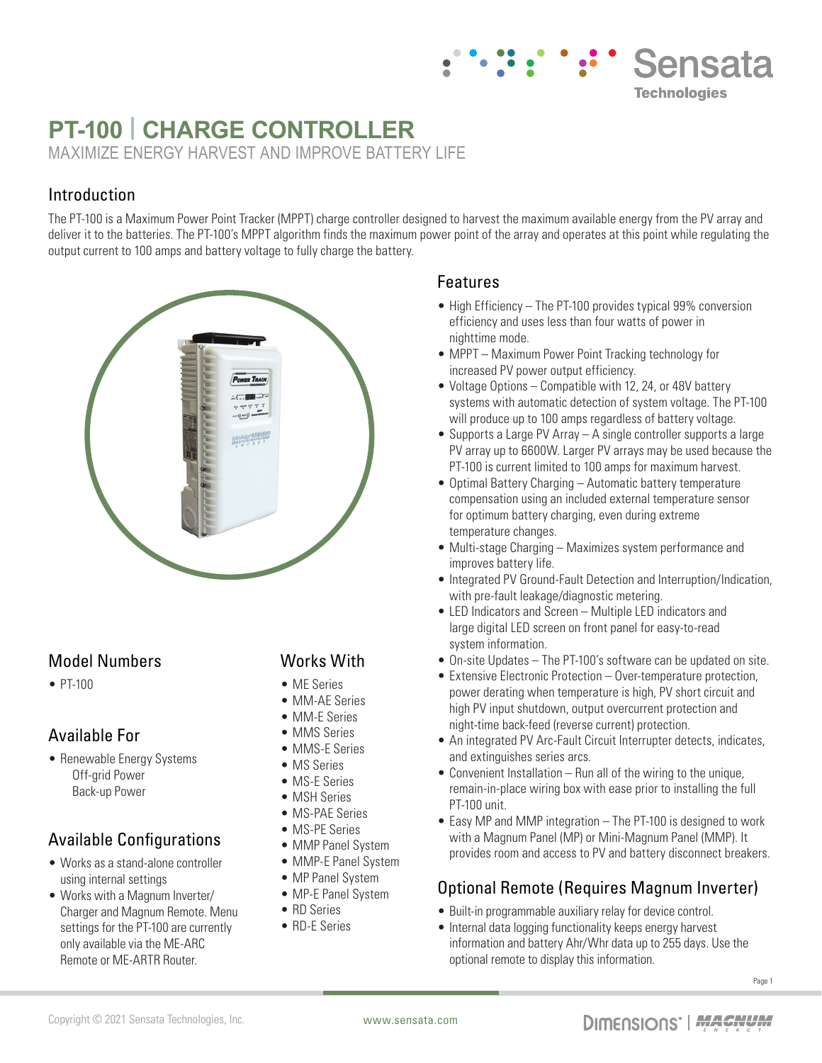# PT-100 | CHARGE CONTROLLER

MAXIMIZE ENERGY HARVEST AND IMPROVE BATTERY LIFE

## Introduction

The PT-100 is a Maximum Power Point Tracker (MPPT) charge controller designed to harvest the maximum available energy from the PV array and deliver it to the batteries. The PT-100's MPPT algorithm finds the maximum power point of the array and operates at this point while regulating the output current to 100 amps and battery voltage to fully charge the battery.

## Model Numbers

- PT-100

## Available For

- Renewable Energy Systems
  - Off-grid Power
  - Back-up Power

## Available Configurations

- Works as a stand-alone controller using internal settings
- Works with a Magnum Inverter/Charger and Magnum Remote. Menu settings for the PT-100 are currently only available via the ME-ARC Remote or ME-ARTR Router.

## Works With

- ME Series
- MM-AE Series
- MM-E Series
- MMS Series
- MMS-E Series
- MS Series
- MS-E Series
- MSH Series
- MS-PAE Series
- MS-PE Series
- MMP Panel System
- MMP-E Panel System
- MP Panel System
- MP-E Panel System
- RD Series
- RD-E Series

## Features

- High Efficiency – The PT-100 provides typical 99% conversion efficiency and uses less than four watts of power in nighttime mode.
- MPPT – Maximum Power Point Tracking technology for increased PV power output efficiency.
- Voltage Options – Compatible with 12, 24, or 48V battery systems with automatic detection of system voltage. The PT-100 will produce up to 100 amps regardless of battery voltage.
- Supports a Large PV Array – A single controller supports a large PV array up to 6600W. Larger PV arrays may be used because the PT-100 is current limited to 100 amps for maximum harvest.
- Optimal Battery Charging – Automatic battery temperature compensation using an included external temperature sensor for optimum battery charging, even during extreme temperature changes.
- Multi-stage Charging – Maximizes system performance and improves battery life.
- Integrated PV Ground-Fault Detection and Interruption/Indication, with pre-fault leakage/diagnostic metering.
- LED Indicators and Screen – Multiple LED indicators and large digital LED screen on front panel for easy-to-read system information.
- On-site Updates – The PT-100's software can be updated on site.
- Extensive Electronic Protection – Over-temperature protection, power derating when temperature is high, PV short circuit and high PV input shutdown, output overcurrent protection and night-time back-feed (reverse current) protection.
- An integrated PV Arc-Fault Circuit Interrupter detects, indicates, and extinguishes series arcs.
- Convenient Installation – Run all of the wiring to the unique, remain-in-place wiring box with ease prior to installing the full PT-100 unit.
- Easy MP and MMP integration – The PT-100 is designed to work with a Magnum Panel (MP) or Mini-Magnum Panel (MMP). It provides room and access to PV and battery disconnect breakers.

## Optional Remote (Requires Magnum Inverter)

- Built-in programmable auxiliary relay for device control.
- Internal data logging functionality keeps energy harvest information and battery Ahr/Whr data up to 255 days. Use the optional remote to display this information.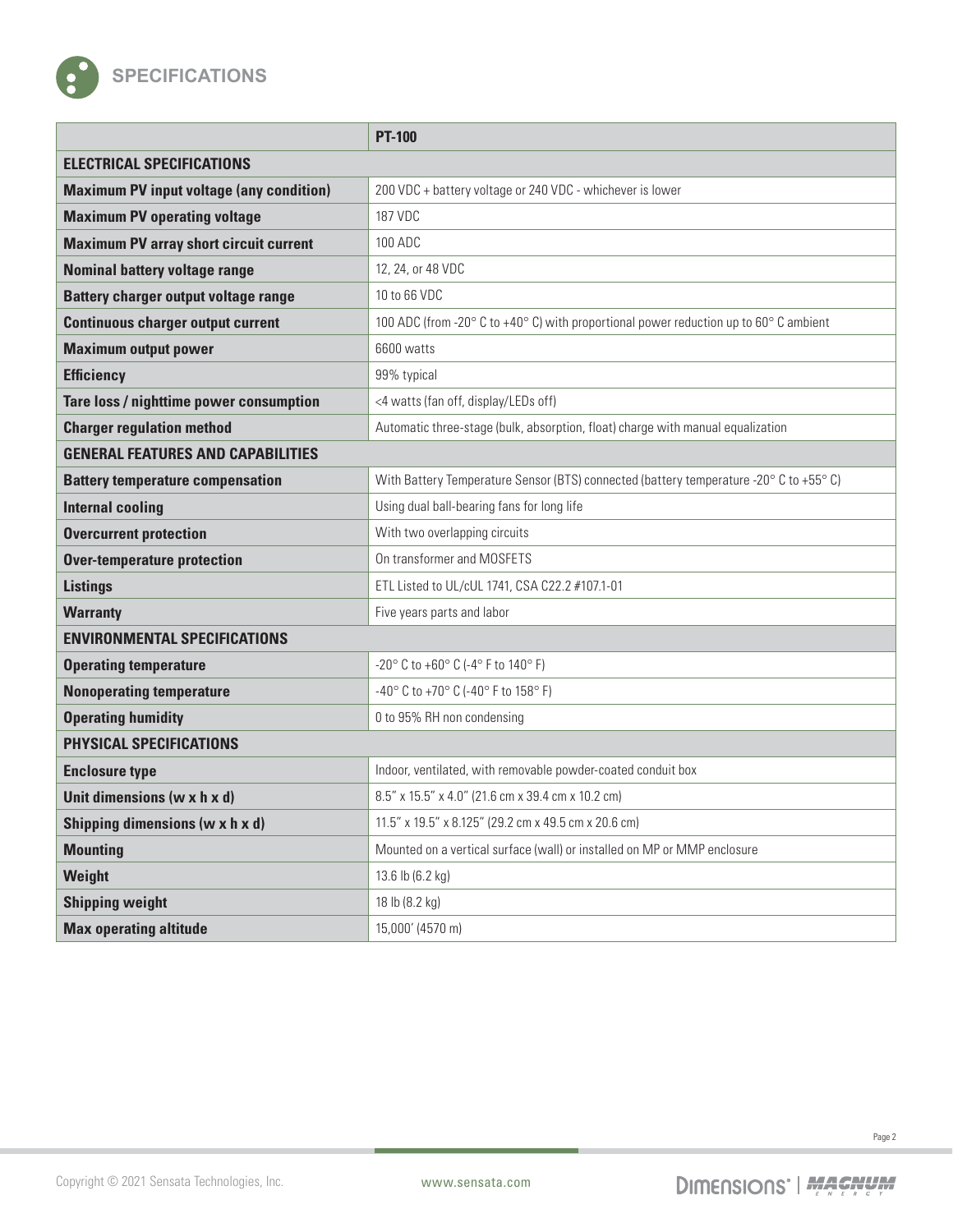## SPECIFICATIONS

| | PT-100 |
|---|---|
| **ELECTRICAL SPECIFICATIONS** | |
| **Maximum PV input voltage (any condition)** | 200 VDC + battery voltage or 240 VDC - whichever is lower |
| **Maximum PV operating voltage** | 187 VDC |
| **Maximum PV array short circuit current** | 100 ADC |
| **Nominal battery voltage range** | 12, 24, or 48 VDC |
| **Battery charger output voltage range** | 10 to 66 VDC |
| **Continuous charger output current** | 100 ADC (from -20° C to +40° C) with proportional power reduction up to 60° C ambient |
| **Maximum output power** | 6600 watts |
| **Efficiency** | 99% typical |
| **Tare loss / nighttime power consumption** | <4 watts (fan off, display/LEDs off) |
| **Charger regulation method** | Automatic three-stage (bulk, absorption, float) charge with manual equalization |
| **GENERAL FEATURES AND CAPABILITIES** | |
| **Battery temperature compensation** | With Battery Temperature Sensor (BTS) connected (battery temperature -20° C to +55° C) |
| **Internal cooling** | Using dual ball-bearing fans for long life |
| **Overcurrent protection** | With two overlapping circuits |
| **Over-temperature protection** | On transformer and MOSFETS |
| **Listings** | ETL Listed to UL/cUL 1741, CSA C22.2 #107.1-01 |
| **Warranty** | Five years parts and labor |
| **ENVIRONMENTAL SPECIFICATIONS** | |
| **Operating temperature** | -20° C to +60° C (-4° F to 140° F) |
| **Nonoperating temperature** | -40° C to +70° C (-40° F to 158° F) |
| **Operating humidity** | 0 to 95% RH non condensing |
| **PHYSICAL SPECIFICATIONS** | |
| **Enclosure type** | Indoor, ventilated, with removable powder-coated conduit box |
| **Unit dimensions (w x h x d)** | 8.5" x 15.5" x 4.0" (21.6 cm x 39.4 cm x 10.2 cm) |
| **Shipping dimensions (w x h x d)** | 11.5" x 19.5" x 8.125" (29.2 cm x 49.5 cm x 20.6 cm) |
| **Mounting** | Mounted on a vertical surface (wall) or installed on MP or MMP enclosure |
| **Weight** | 13.6 lb (6.2 kg) |
| **Shipping weight** | 18 lb (8.2 kg) |
| **Max operating altitude** | 15,000' (4570 m) |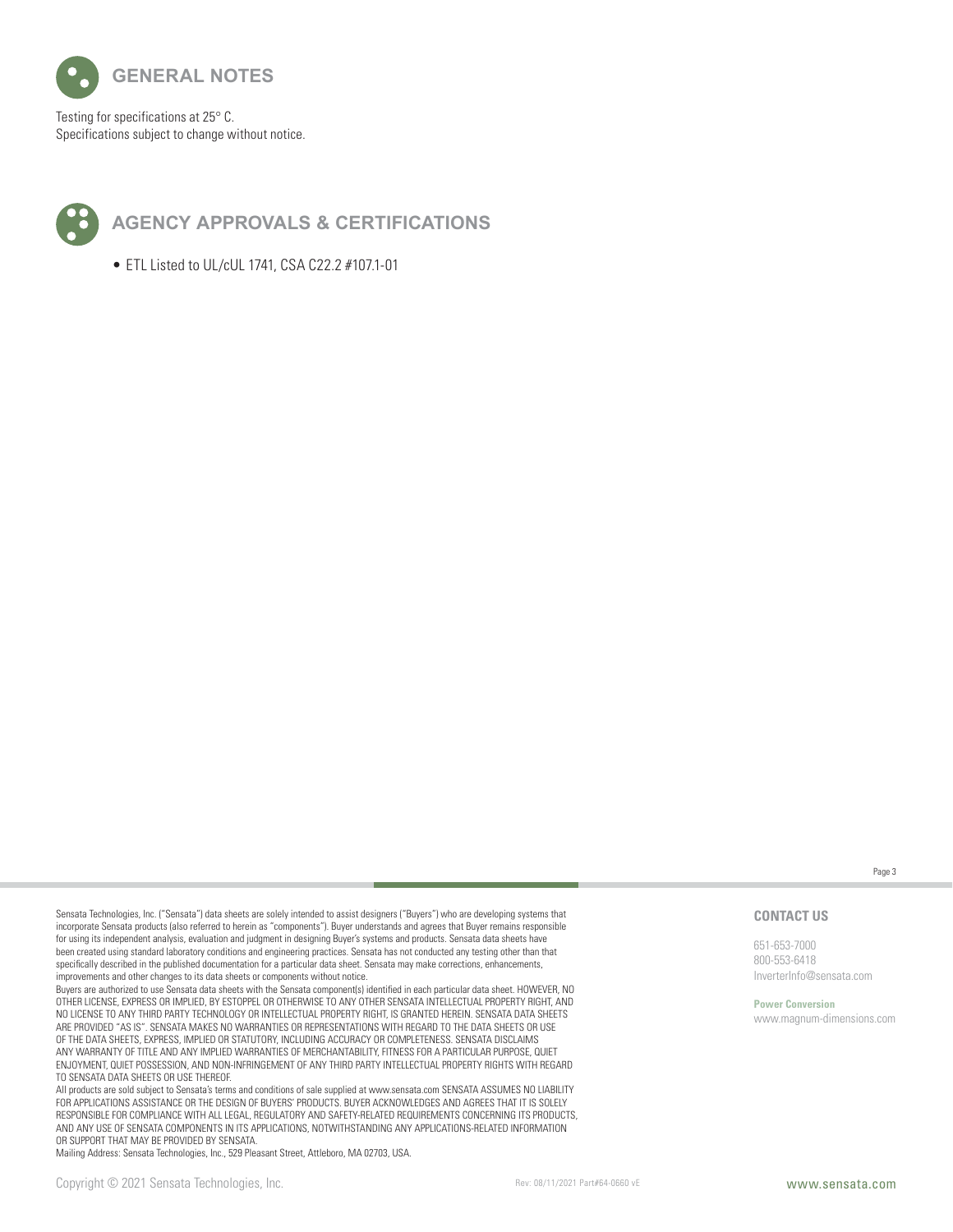## GENERAL NOTES

Testing for specifications at 25° C.
Specifications subject to change without notice.

## AGENCY APPROVALS & CERTIFICATIONS

- ETL Listed to UL/cUL 1741, CSA C22.2 #107.1-01

Sensata Technologies, Inc. ("Sensata") data sheets are solely intended to assist designers ("Buyers") who are developing systems that incorporate Sensata products (also referred to herein as "components"). Buyer understands and agrees that Buyer remains responsible for using its independent analysis, evaluation and judgment in designing Buyer's systems and products. Sensata data sheets have been created using standard laboratory conditions and engineering practices. Sensata has not conducted any testing other than that specifically described in the published documentation for a particular data sheet. Sensata may make corrections, enhancements, improvements and other changes to its data sheets or components without notice.

Buyers are authorized to use Sensata data sheets with the Sensata component(s) identified in each particular data sheet. HOWEVER, NO OTHER LICENSE, EXPRESS OR IMPLIED, BY ESTOPPEL OR OTHERWISE TO ANY OTHER SENSATA INTELLECTUAL PROPERTY RIGHT, AND NO LICENSE TO ANY THIRD PARTY TECHNOLOGY OR INTELLECTUAL PROPERTY RIGHT, IS GRANTED HEREIN. SENSATA DATA SHEETS ARE PROVIDED "AS IS". SENSATA MAKES NO WARRANTIES OR REPRESENTATIONS WITH REGARD TO THE DATA SHEETS OR USE OF THE DATA SHEETS, EXPRESS, IMPLIED OR STATUTORY, INCLUDING ACCURACY OR COMPLETENESS. SENSATA DISCLAIMS ANY WARRANTY OF TITLE AND ANY IMPLIED WARRANTIES OF MERCHANTABILITY, FITNESS FOR A PARTICULAR PURPOSE, QUIET ENJOYMENT, QUIET POSSESSION, AND NON-INFRINGEMENT OF ANY THIRD PARTY INTELLECTUAL PROPERTY RIGHTS WITH REGARD TO SENSATA DATA SHEETS OR USE THEREOF.

All products are sold subject to Sensata's terms and conditions of sale supplied at www.sensata.com SENSATA ASSUMES NO LIABILITY FOR APPLICATIONS ASSISTANCE OR THE DESIGN OF BUYERS' PRODUCTS. BUYER ACKNOWLEDGES AND AGREES THAT IT IS SOLELY RESPONSIBLE FOR COMPLIANCE WITH ALL LEGAL, REGULATORY AND SAFETY-RELATED REQUIREMENTS CONCERNING ITS PRODUCTS, AND ANY USE OF SENSATA COMPONENTS IN ITS APPLICATIONS, NOTWITHSTANDING ANY APPLICATIONS-RELATED INFORMATION OR SUPPORT THAT MAY BE PROVIDED BY SENSATA.

Mailing Address: Sensata Technologies, Inc., 529 Pleasant Street, Attleboro, MA 02703, USA.

**CONTACT US**

651-653-7000
800-553-6418
InverterInfo@sensata.com

**Power Conversion**
www.magnum-dimensions.com

Copyright © 2021 Sensata Technologies, Inc.

Rev: 08/11/2021 Part#64-0660 vE

www.sensata.com